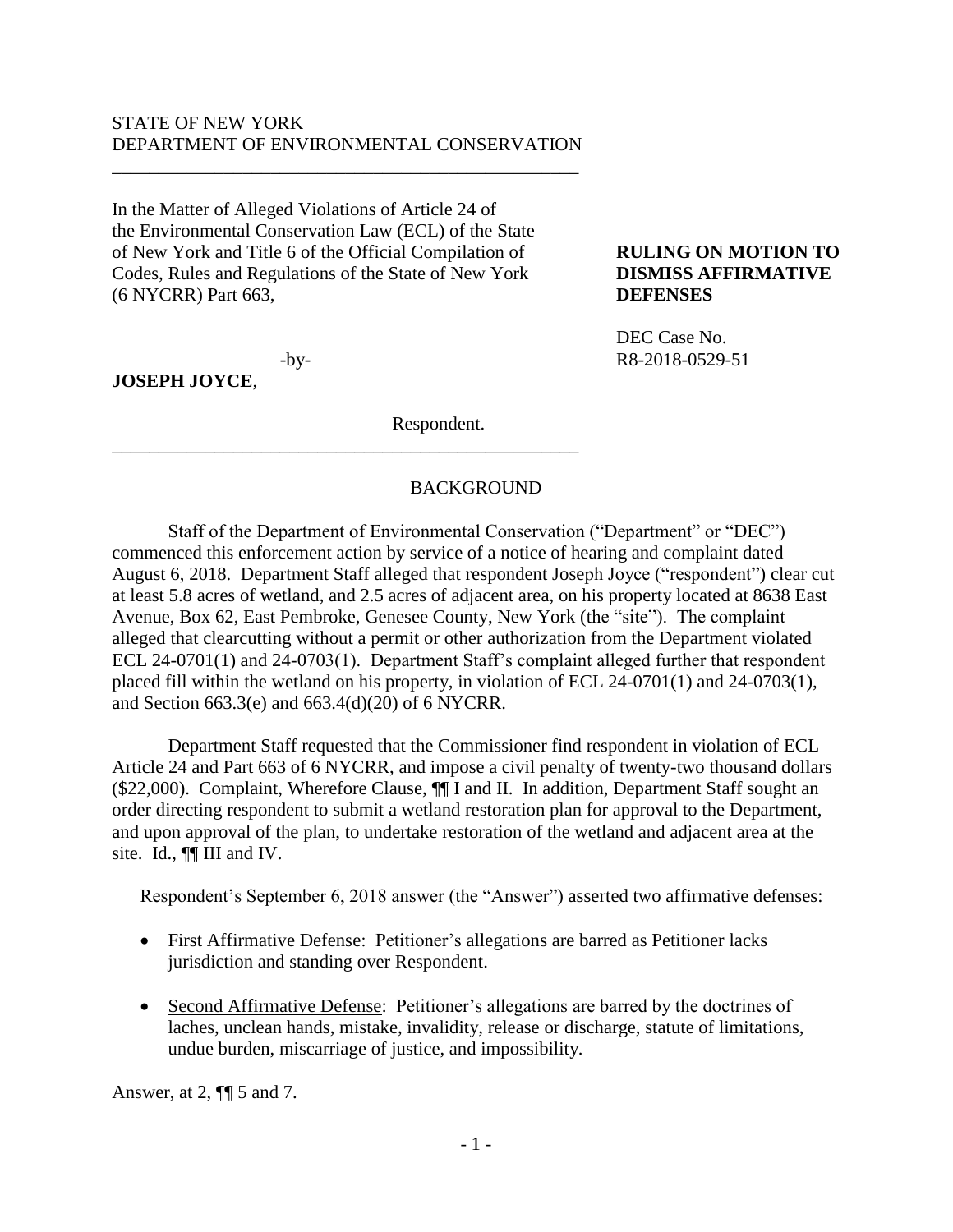STATE OF NEW YORK
DEPARTMENT OF ENVIRONMENTAL CONSERVATION

---

In the Matter of Alleged Violations of Article 24 of the Environmental Conservation Law (ECL) of the State of New York and Title 6 of the Official Compilation of Codes, Rules and Regulations of the State of New York (6 NYCRR) Part 663,

-by-

**JOSEPH JOYCE**,

Respondent.

---

**RULING ON MOTION TO DISMISS AFFIRMATIVE DEFENSES**

DEC Case No.
R8-2018-0529-51

## BACKGROUND

Staff of the Department of Environmental Conservation ("Department" or "DEC") commenced this enforcement action by service of a notice of hearing and complaint dated August 6, 2018. Department Staff alleged that respondent Joseph Joyce ("respondent") clear cut at least 5.8 acres of wetland, and 2.5 acres of adjacent area, on his property located at 8638 East Avenue, Box 62, East Pembroke, Genesee County, New York (the "site"). The complaint alleged that clearcutting without a permit or other authorization from the Department violated ECL 24-0701(1) and 24-0703(1). Department Staff's complaint alleged further that respondent placed fill within the wetland on his property, in violation of ECL 24-0701(1) and 24-0703(1), and Section 663.3(e) and 663.4(d)(20) of 6 NYCRR.

Department Staff requested that the Commissioner find respondent in violation of ECL Article 24 and Part 663 of 6 NYCRR, and impose a civil penalty of twenty-two thousand dollars ($22,000). Complaint, Wherefore Clause, ¶¶ I and II. In addition, Department Staff sought an order directing respondent to submit a wetland restoration plan for approval to the Department, and upon approval of the plan, to undertake restoration of the wetland and adjacent area at the site. Id., ¶¶ III and IV.

Respondent's September 6, 2018 answer (the "Answer") asserted two affirmative defenses:

- First Affirmative Defense: Petitioner's allegations are barred as Petitioner lacks jurisdiction and standing over Respondent.
- Second Affirmative Defense: Petitioner's allegations are barred by the doctrines of laches, unclean hands, mistake, invalidity, release or discharge, statute of limitations, undue burden, miscarriage of justice, and impossibility.

Answer, at 2, ¶¶ 5 and 7.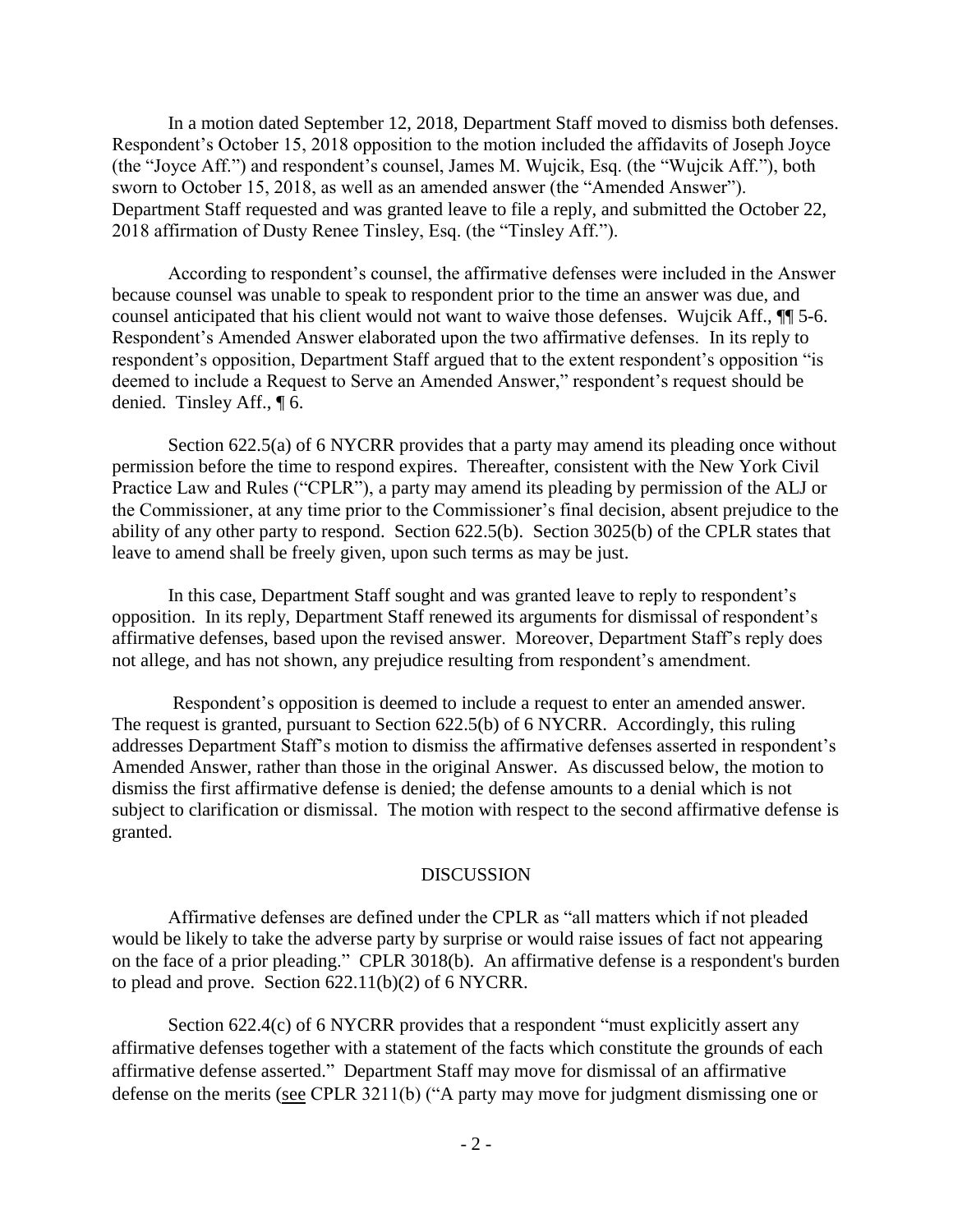In a motion dated September 12, 2018, Department Staff moved to dismiss both defenses. Respondent's October 15, 2018 opposition to the motion included the affidavits of Joseph Joyce (the "Joyce Aff.") and respondent's counsel, James M. Wujcik, Esq. (the "Wujcik Aff."), both sworn to October 15, 2018, as well as an amended answer (the "Amended Answer"). Department Staff requested and was granted leave to file a reply, and submitted the October 22, 2018 affirmation of Dusty Renee Tinsley, Esq. (the "Tinsley Aff.").

According to respondent's counsel, the affirmative defenses were included in the Answer because counsel was unable to speak to respondent prior to the time an answer was due, and counsel anticipated that his client would not want to waive those defenses. Wujcik Aff., ¶¶ 5-6. Respondent's Amended Answer elaborated upon the two affirmative defenses. In its reply to respondent's opposition, Department Staff argued that to the extent respondent's opposition "is deemed to include a Request to Serve an Amended Answer," respondent's request should be denied. Tinsley Aff., ¶ 6.

Section 622.5(a) of 6 NYCRR provides that a party may amend its pleading once without permission before the time to respond expires. Thereafter, consistent with the New York Civil Practice Law and Rules ("CPLR"), a party may amend its pleading by permission of the ALJ or the Commissioner, at any time prior to the Commissioner's final decision, absent prejudice to the ability of any other party to respond. Section 622.5(b). Section 3025(b) of the CPLR states that leave to amend shall be freely given, upon such terms as may be just.

In this case, Department Staff sought and was granted leave to reply to respondent's opposition. In its reply, Department Staff renewed its arguments for dismissal of respondent's affirmative defenses, based upon the revised answer. Moreover, Department Staff's reply does not allege, and has not shown, any prejudice resulting from respondent's amendment.

Respondent's opposition is deemed to include a request to enter an amended answer. The request is granted, pursuant to Section 622.5(b) of 6 NYCRR. Accordingly, this ruling addresses Department Staff's motion to dismiss the affirmative defenses asserted in respondent's Amended Answer, rather than those in the original Answer. As discussed below, the motion to dismiss the first affirmative defense is denied; the defense amounts to a denial which is not subject to clarification or dismissal. The motion with respect to the second affirmative defense is granted.

## DISCUSSION

Affirmative defenses are defined under the CPLR as "all matters which if not pleaded would be likely to take the adverse party by surprise or would raise issues of fact not appearing on the face of a prior pleading." CPLR 3018(b). An affirmative defense is a respondent's burden to plead and prove. Section 622.11(b)(2) of 6 NYCRR.

Section 622.4(c) of 6 NYCRR provides that a respondent "must explicitly assert any affirmative defenses together with a statement of the facts which constitute the grounds of each affirmative defense asserted." Department Staff may move for dismissal of an affirmative defense on the merits (see CPLR 3211(b) ("A party may move for judgment dismissing one or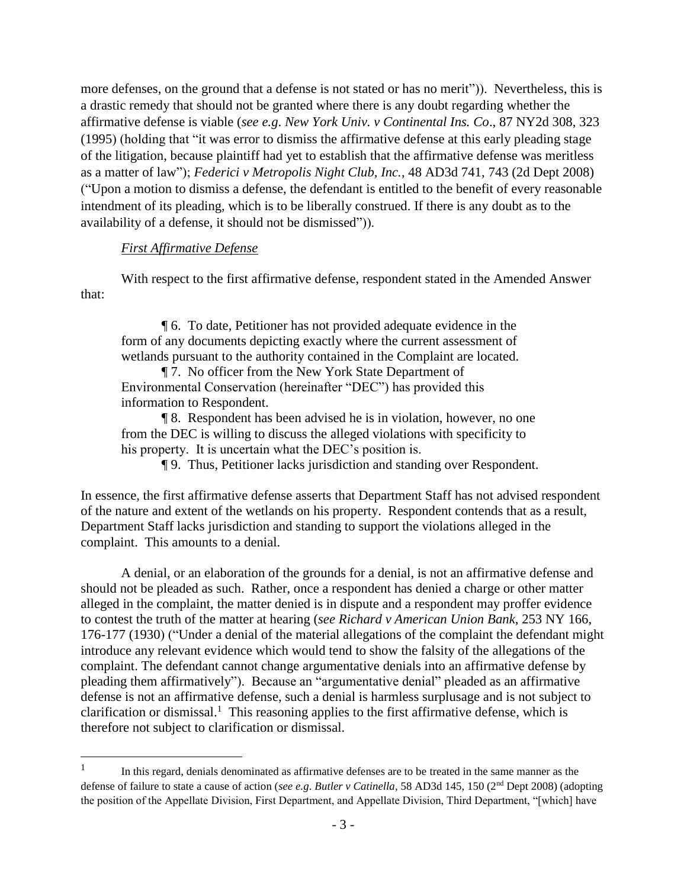more defenses, on the ground that a defense is not stated or has no merit")). Nevertheless, this is a drastic remedy that should not be granted where there is any doubt regarding whether the affirmative defense is viable (*see e.g. New York Univ. v Continental Ins. Co*., 87 NY2d 308, 323 (1995) (holding that "it was error to dismiss the affirmative defense at this early pleading stage of the litigation, because plaintiff had yet to establish that the affirmative defense was meritless as a matter of law"); *Federici v Metropolis Night Club, Inc.*, 48 AD3d 741, 743 (2d Dept 2008) ("Upon a motion to dismiss a defense, the defendant is entitled to the benefit of every reasonable intendment of its pleading, which is to be liberally construed. If there is any doubt as to the availability of a defense, it should not be dismissed")).

*First Affirmative Defense*

With respect to the first affirmative defense, respondent stated in the Amended Answer that:

> ¶ 6. To date, Petitioner has not provided adequate evidence in the form of any documents depicting exactly where the current assessment of wetlands pursuant to the authority contained in the Complaint are located.
>
> ¶ 7. No officer from the New York State Department of Environmental Conservation (hereinafter "DEC") has provided this information to Respondent.
>
> ¶ 8. Respondent has been advised he is in violation, however, no one from the DEC is willing to discuss the alleged violations with specificity to his property. It is uncertain what the DEC's position is.
>
> ¶ 9. Thus, Petitioner lacks jurisdiction and standing over Respondent.

In essence, the first affirmative defense asserts that Department Staff has not advised respondent of the nature and extent of the wetlands on his property. Respondent contends that as a result, Department Staff lacks jurisdiction and standing to support the violations alleged in the complaint. This amounts to a denial.

A denial, or an elaboration of the grounds for a denial, is not an affirmative defense and should not be pleaded as such. Rather, once a respondent has denied a charge or other matter alleged in the complaint, the matter denied is in dispute and a respondent may proffer evidence to contest the truth of the matter at hearing (*see Richard v American Union Bank*, 253 NY 166, 176-177 (1930) ("Under a denial of the material allegations of the complaint the defendant might introduce any relevant evidence which would tend to show the falsity of the allegations of the complaint. The defendant cannot change argumentative denials into an affirmative defense by pleading them affirmatively"). Because an "argumentative denial" pleaded as an affirmative defense is not an affirmative defense, such a denial is harmless surplusage and is not subject to clarification or dismissal.[1] This reasoning applies to the first affirmative defense, which is therefore not subject to clarification or dismissal.

---

[1] In this regard, denials denominated as affirmative defenses are to be treated in the same manner as the defense of failure to state a cause of action (*see e.g. Butler v Catinella*, 58 AD3d 145, 150 (2nd Dept 2008) (adopting the position of the Appellate Division, First Department, and Appellate Division, Third Department, "[which] have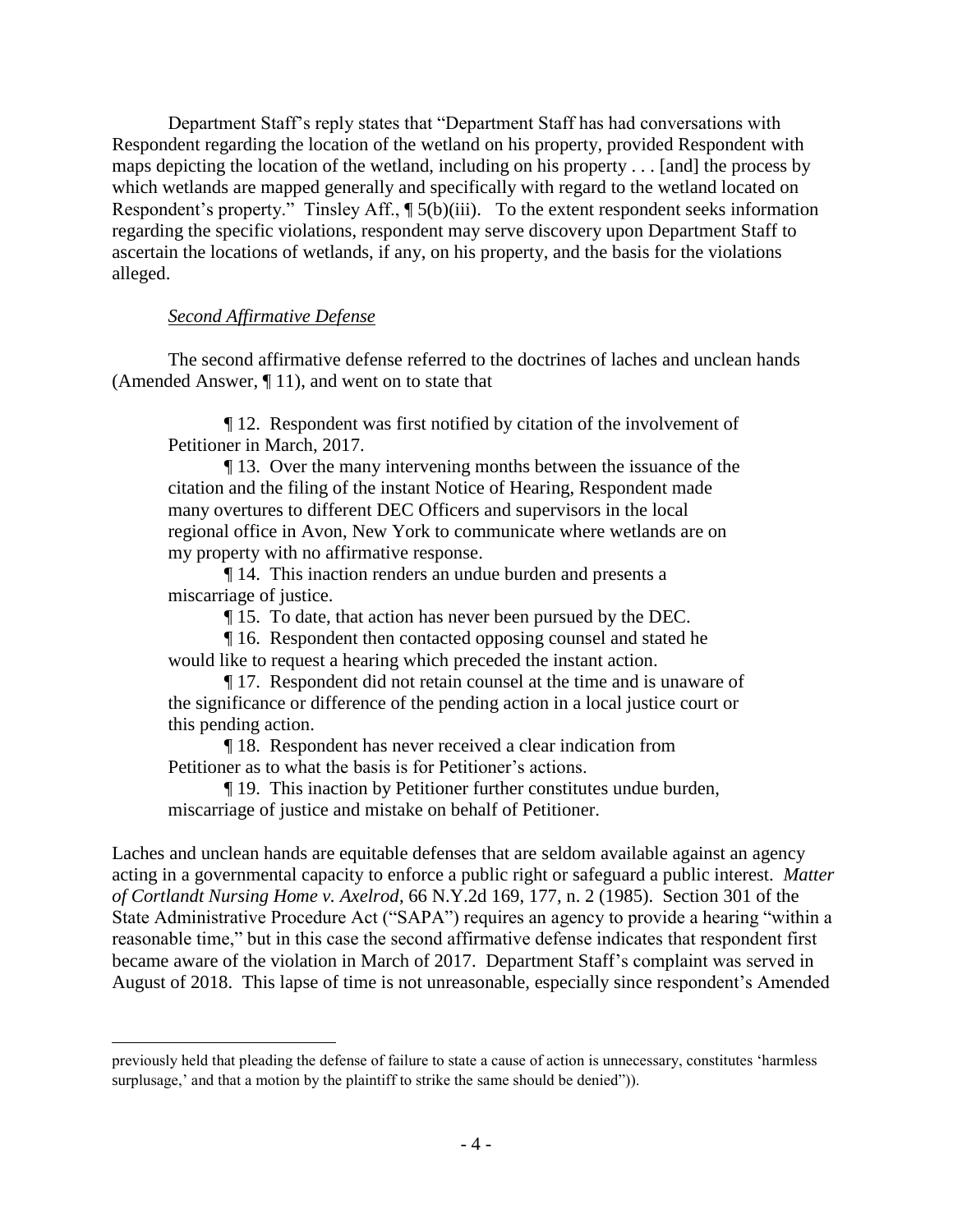Department Staff's reply states that "Department Staff has had conversations with Respondent regarding the location of the wetland on his property, provided Respondent with maps depicting the location of the wetland, including on his property . . . [and] the process by which wetlands are mapped generally and specifically with regard to the wetland located on Respondent's property." Tinsley Aff., ¶ 5(b)(iii). To the extent respondent seeks information regarding the specific violations, respondent may serve discovery upon Department Staff to ascertain the locations of wetlands, if any, on his property, and the basis for the violations alleged.

*Second Affirmative Defense*

The second affirmative defense referred to the doctrines of laches and unclean hands (Amended Answer, ¶ 11), and went on to state that

> ¶ 12. Respondent was first notified by citation of the involvement of Petitioner in March, 2017.
>
> ¶ 13. Over the many intervening months between the issuance of the citation and the filing of the instant Notice of Hearing, Respondent made many overtures to different DEC Officers and supervisors in the local regional office in Avon, New York to communicate where wetlands are on my property with no affirmative response.
>
> ¶ 14. This inaction renders an undue burden and presents a miscarriage of justice.
>
> ¶ 15. To date, that action has never been pursued by the DEC.
>
> ¶ 16. Respondent then contacted opposing counsel and stated he would like to request a hearing which preceded the instant action.
>
> ¶ 17. Respondent did not retain counsel at the time and is unaware of the significance or difference of the pending action in a local justice court or this pending action.
>
> ¶ 18. Respondent has never received a clear indication from Petitioner as to what the basis is for Petitioner's actions.
>
> ¶ 19. This inaction by Petitioner further constitutes undue burden, miscarriage of justice and mistake on behalf of Petitioner.

Laches and unclean hands are equitable defenses that are seldom available against an agency acting in a governmental capacity to enforce a public right or safeguard a public interest. *Matter of Cortlandt Nursing Home v. Axelrod*, 66 N.Y.2d 169, 177, n. 2 (1985). Section 301 of the State Administrative Procedure Act ("SAPA") requires an agency to provide a hearing "within a reasonable time," but in this case the second affirmative defense indicates that respondent first became aware of the violation in March of 2017. Department Staff's complaint was served in August of 2018. This lapse of time is not unreasonable, especially since respondent's Amended

---

previously held that pleading the defense of failure to state a cause of action is unnecessary, constitutes 'harmless surplusage,' and that a motion by the plaintiff to strike the same should be denied")).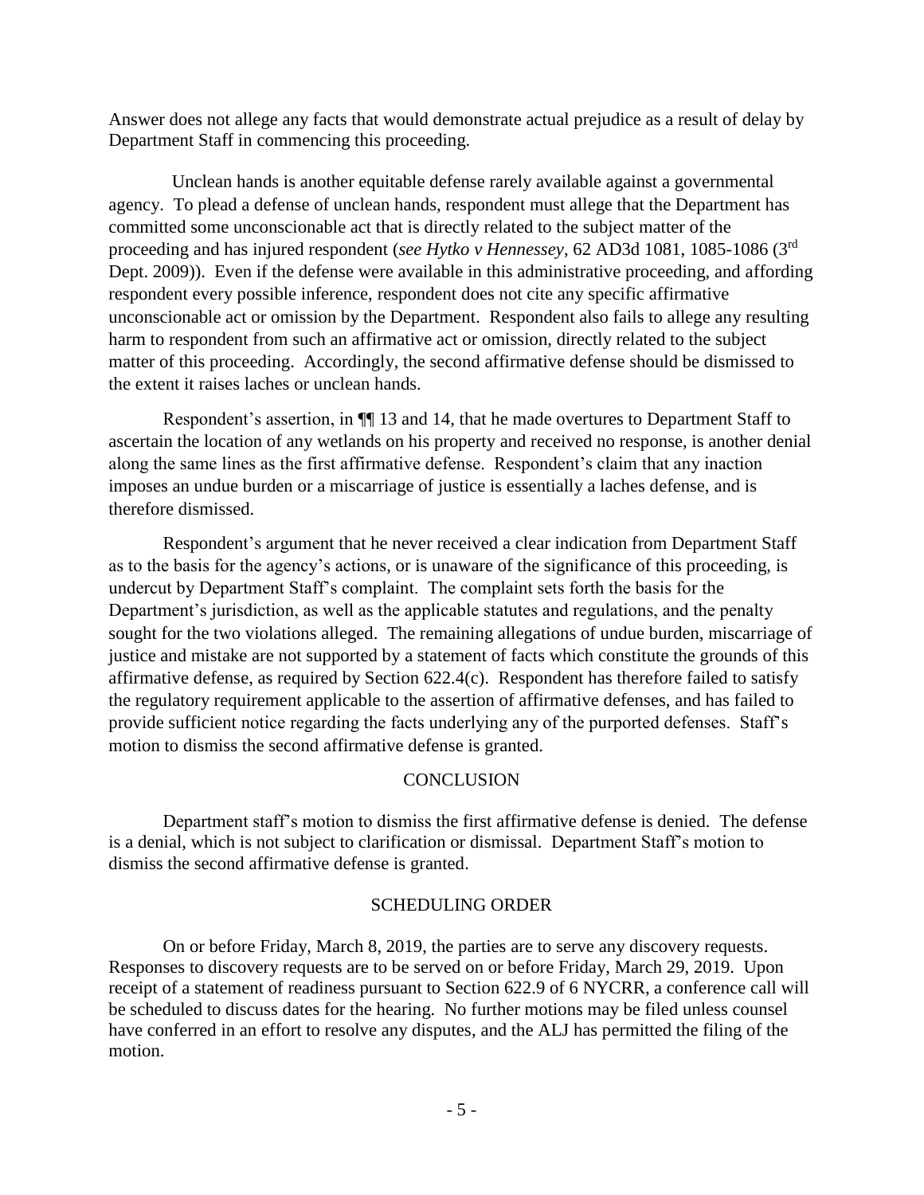Answer does not allege any facts that would demonstrate actual prejudice as a result of delay by Department Staff in commencing this proceeding.

Unclean hands is another equitable defense rarely available against a governmental agency. To plead a defense of unclean hands, respondent must allege that the Department has committed some unconscionable act that is directly related to the subject matter of the proceeding and has injured respondent (*see Hytko v Hennessey*, 62 AD3d 1081, 1085-1086 (3rd Dept. 2009)). Even if the defense were available in this administrative proceeding, and affording respondent every possible inference, respondent does not cite any specific affirmative unconscionable act or omission by the Department. Respondent also fails to allege any resulting harm to respondent from such an affirmative act or omission, directly related to the subject matter of this proceeding. Accordingly, the second affirmative defense should be dismissed to the extent it raises laches or unclean hands.

Respondent's assertion, in ¶¶ 13 and 14, that he made overtures to Department Staff to ascertain the location of any wetlands on his property and received no response, is another denial along the same lines as the first affirmative defense. Respondent's claim that any inaction imposes an undue burden or a miscarriage of justice is essentially a laches defense, and is therefore dismissed.

Respondent's argument that he never received a clear indication from Department Staff as to the basis for the agency's actions, or is unaware of the significance of this proceeding, is undercut by Department Staff's complaint. The complaint sets forth the basis for the Department's jurisdiction, as well as the applicable statutes and regulations, and the penalty sought for the two violations alleged. The remaining allegations of undue burden, miscarriage of justice and mistake are not supported by a statement of facts which constitute the grounds of this affirmative defense, as required by Section 622.4(c). Respondent has therefore failed to satisfy the regulatory requirement applicable to the assertion of affirmative defenses, and has failed to provide sufficient notice regarding the facts underlying any of the purported defenses. Staff's motion to dismiss the second affirmative defense is granted.

## CONCLUSION

Department staff's motion to dismiss the first affirmative defense is denied. The defense is a denial, which is not subject to clarification or dismissal. Department Staff's motion to dismiss the second affirmative defense is granted.

## SCHEDULING ORDER

On or before Friday, March 8, 2019, the parties are to serve any discovery requests. Responses to discovery requests are to be served on or before Friday, March 29, 2019. Upon receipt of a statement of readiness pursuant to Section 622.9 of 6 NYCRR, a conference call will be scheduled to discuss dates for the hearing. No further motions may be filed unless counsel have conferred in an effort to resolve any disputes, and the ALJ has permitted the filing of the motion.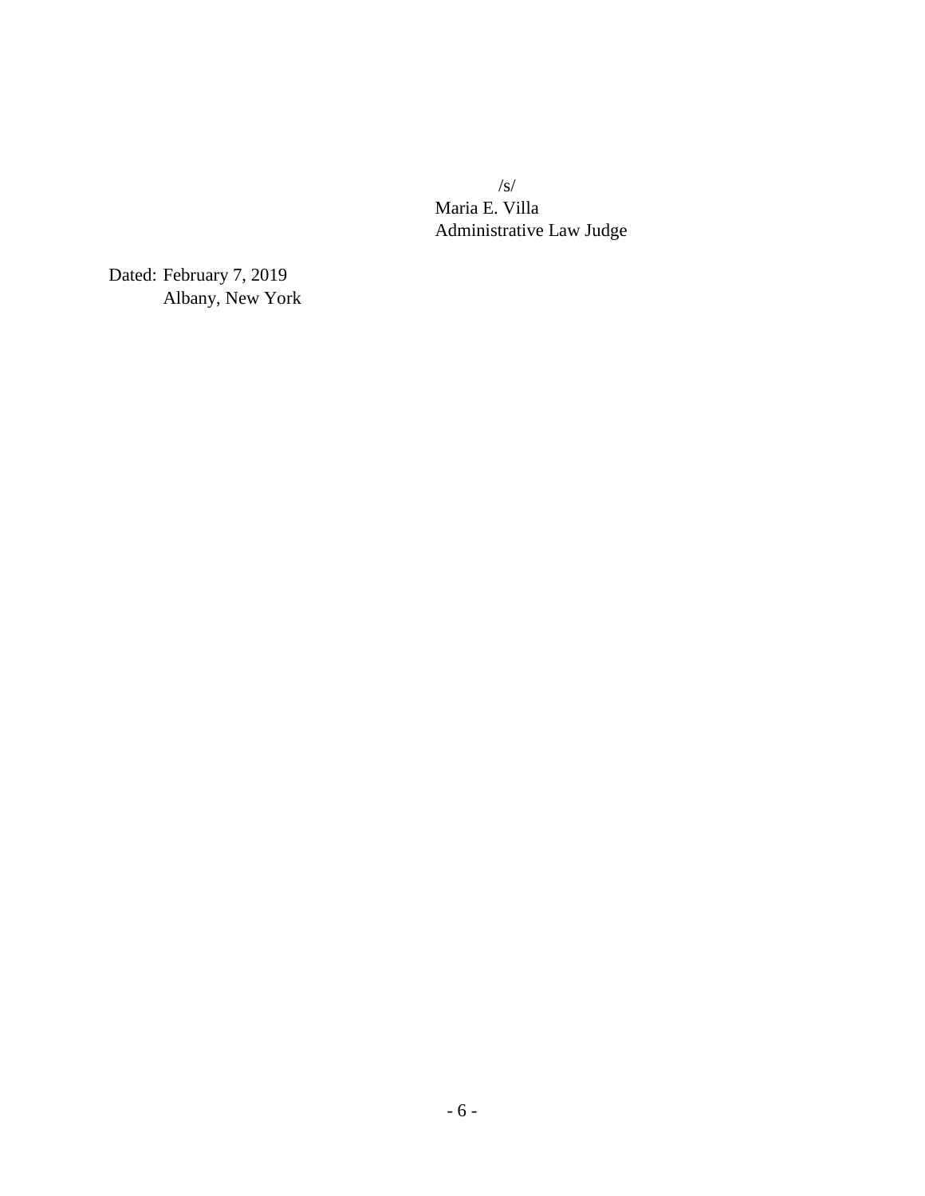/s/
Maria E. Villa
Administrative Law Judge

Dated: February 7, 2019
Albany, New York